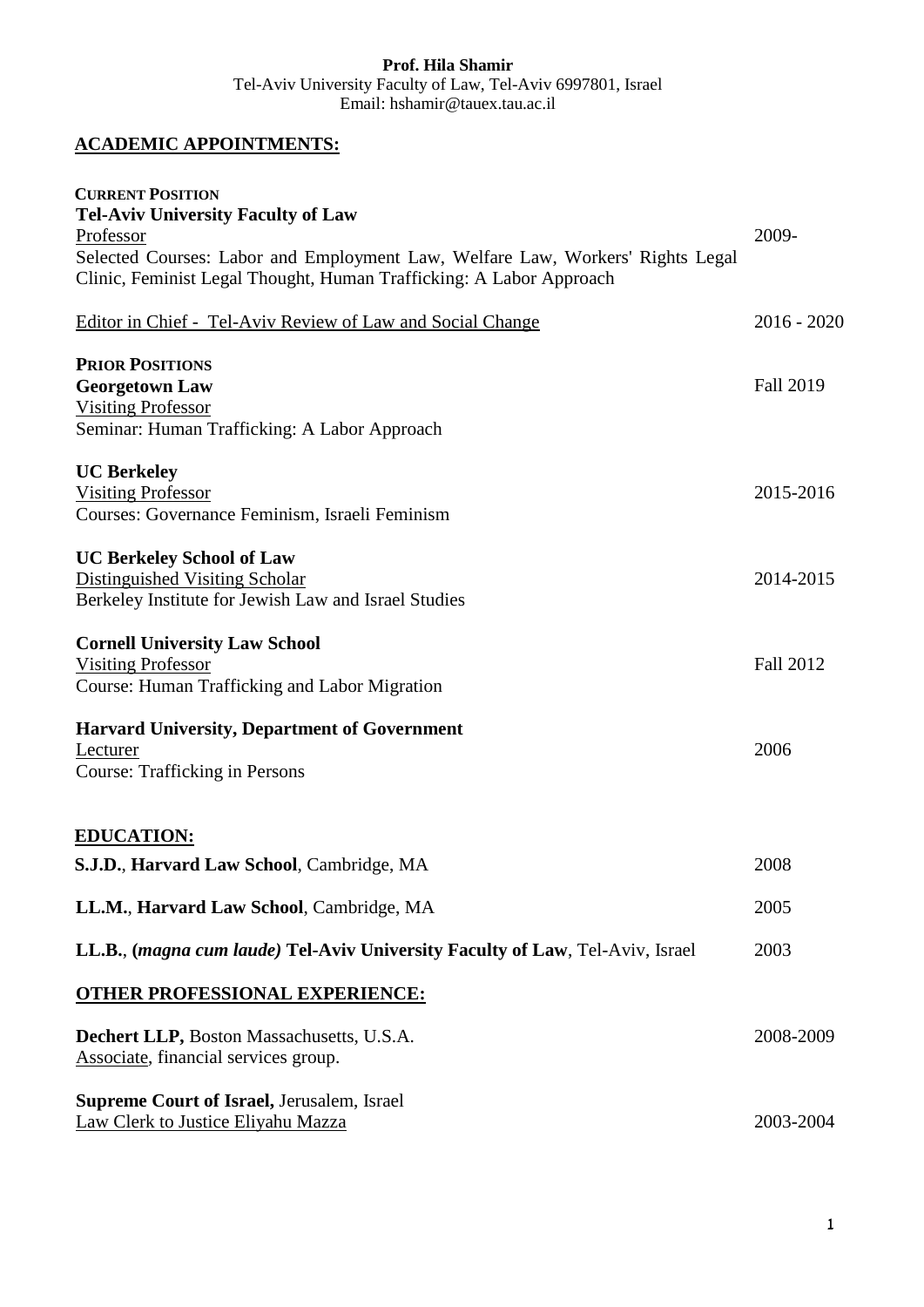**Prof. Hila Shamir**
Tel-Aviv University Faculty of Law, Tel-Aviv 6997801, Israel
Email: hshamir@tauex.tau.ac.il

## ACADEMIC APPOINTMENTS:

**CURRENT POSITION**

**Tel-Aviv University Faculty of Law**
Professor — 2009-
Selected Courses: Labor and Employment Law, Welfare Law, Workers' Rights Legal Clinic, Feminist Legal Thought, Human Trafficking: A Labor Approach

Editor in Chief - Tel-Aviv Review of Law and Social Change — 2016 - 2020

**PRIOR POSITIONS**

**Georgetown Law** — Fall 2019
Visiting Professor
Seminar: Human Trafficking: A Labor Approach

**UC Berkeley**
Visiting Professor — 2015-2016
Courses: Governance Feminism, Israeli Feminism

**UC Berkeley School of Law**
Distinguished Visiting Scholar — 2014-2015
Berkeley Institute for Jewish Law and Israel Studies

**Cornell University Law School**
Visiting Professor — Fall 2012
Course: Human Trafficking and Labor Migration

**Harvard University, Department of Government**
Lecturer — 2006
Course: Trafficking in Persons

## EDUCATION:

**S.J.D.**, **Harvard Law School**, Cambridge, MA — 2008

**LL.M.**, **Harvard Law School**, Cambridge, MA — 2005

**LL.B.**, (***magna cum laude)*** **Tel-Aviv University Faculty of Law**, Tel-Aviv, Israel — 2003

## OTHER PROFESSIONAL EXPERIENCE:

**Dechert LLP,** Boston Massachusetts, U.S.A. — 2008-2009
Associate, financial services group.

**Supreme Court of Israel,** Jerusalem, Israel
Law Clerk to Justice Eliyahu Mazza — 2003-2004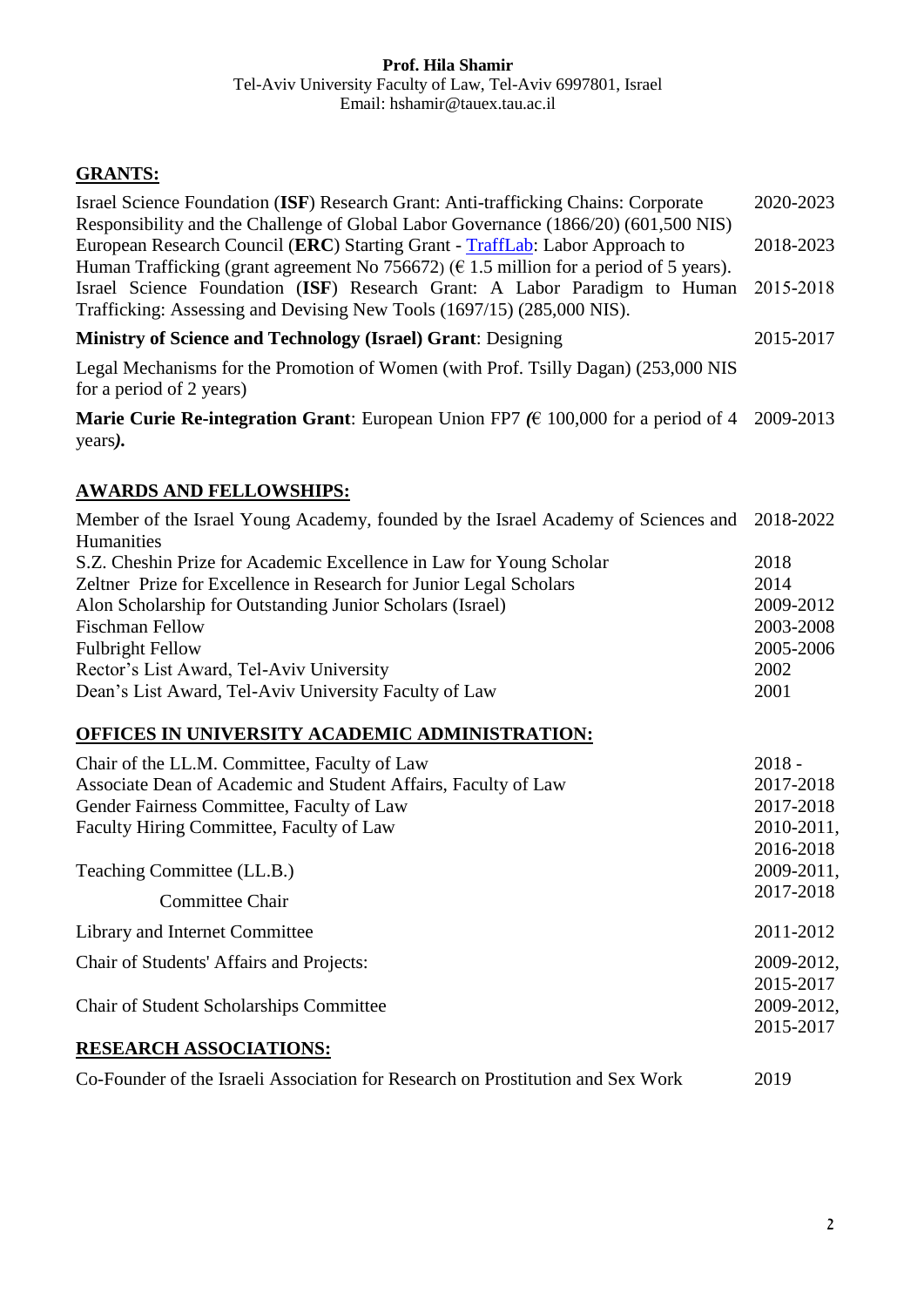**Prof. Hila Shamir**
Tel-Aviv University Faculty of Law, Tel-Aviv 6997801, Israel
Email: hshamir@tauex.tau.ac.il

## GRANTS:

| | |
|---|---|
| Israel Science Foundation (**ISF**) Research Grant: Anti-trafficking Chains: Corporate Responsibility and the Challenge of Global Labor Governance (1866/20) (601,500 NIS) | 2020-2023 |
| European Research Council (**ERC**) Starting Grant - TraffLab: Labor Approach to Human Trafficking (grant agreement No 756672) (€ 1.5 million for a period of 5 years). | 2018-2023 |
| Israel Science Foundation (**ISF**) Research Grant: A Labor Paradigm to Human Trafficking: Assessing and Devising New Tools (1697/15) (285,000 NIS). | 2015-2018 |
| **Ministry of Science and Technology (Israel) Grant**: Designing Legal Mechanisms for the Promotion of Women (with Prof. Tsilly Dagan) (253,000 NIS for a period of 2 years) | 2015-2017 |
| **Marie Curie Re-integration Grant**: European Union FP7 *(*€ 100,000 for a period of 4 years*)*. | 2009-2013 |

## AWARDS AND FELLOWSHIPS:

| | |
|---|---|
| Member of the Israel Young Academy, founded by the Israel Academy of Sciences and Humanities | 2018-2022 |
| S.Z. Cheshin Prize for Academic Excellence in Law for Young Scholar | 2018 |
| Zeltner Prize for Excellence in Research for Junior Legal Scholars | 2014 |
| Alon Scholarship for Outstanding Junior Scholars (Israel) | 2009-2012 |
| Fischman Fellow | 2003-2008 |
| Fulbright Fellow | 2005-2006 |
| Rector's List Award, Tel-Aviv University | 2002 |
| Dean's List Award, Tel-Aviv University Faculty of Law | 2001 |

## OFFICES IN UNIVERSITY ACADEMIC ADMINISTRATION:

| | |
|---|---|
| Chair of the LL.M. Committee, Faculty of Law | 2018 - |
| Associate Dean of Academic and Student Affairs, Faculty of Law | 2017-2018 |
| Gender Fairness Committee, Faculty of Law | 2017-2018 |
| Faculty Hiring Committee, Faculty of Law | 2010-2011, 2016-2018 |
| Teaching Committee (LL.B.) | 2009-2011, |
| Committee Chair | 2017-2018 |
| Library and Internet Committee | 2011-2012 |
| Chair of Students' Affairs and Projects: | 2009-2012, 2015-2017 |
| Chair of Student Scholarships Committee | 2009-2012, 2015-2017 |

## RESEARCH ASSOCIATIONS:

| | |
|---|---|
| Co-Founder of the Israeli Association for Research on Prostitution and Sex Work | 2019 |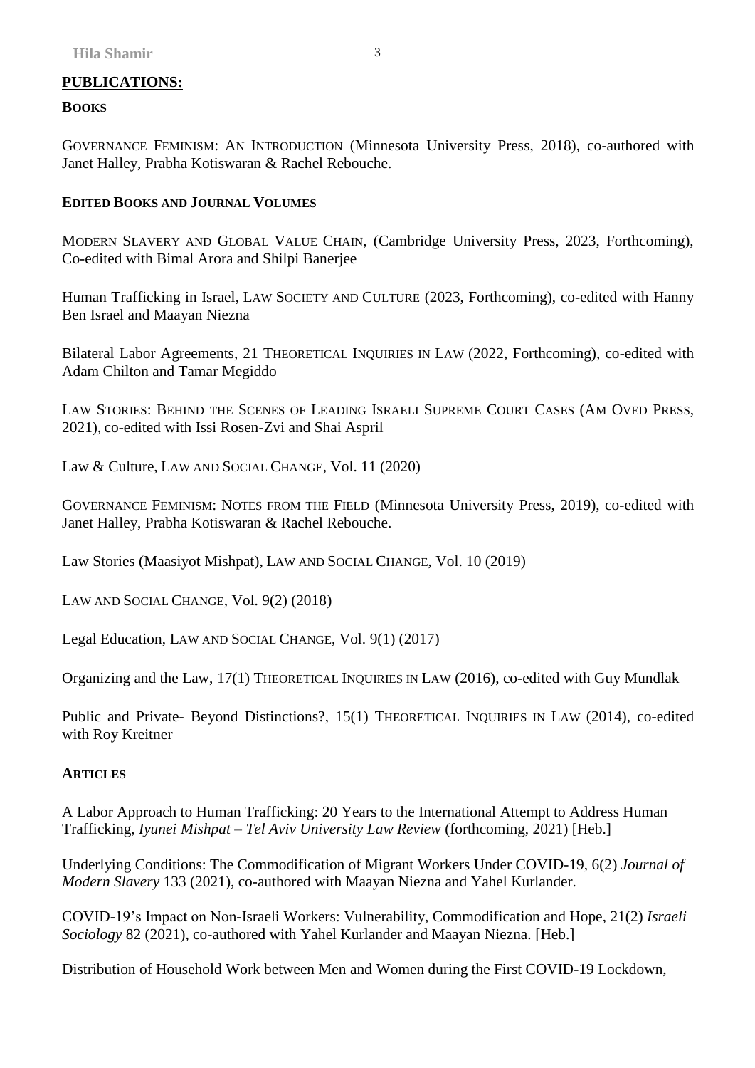## PUBLICATIONS:

### BOOKS

GOVERNANCE FEMINISM: AN INTRODUCTION (Minnesota University Press, 2018), co-authored with Janet Halley, Prabha Kotiswaran & Rachel Rebouche.

### EDITED BOOKS AND JOURNAL VOLUMES

MODERN SLAVERY AND GLOBAL VALUE CHAIN, (Cambridge University Press, 2023, Forthcoming), Co-edited with Bimal Arora and Shilpi Banerjee

Human Trafficking in Israel, LAW SOCIETY AND CULTURE (2023, Forthcoming), co-edited with Hanny Ben Israel and Maayan Niezna

Bilateral Labor Agreements, 21 THEORETICAL INQUIRIES IN LAW (2022, Forthcoming), co-edited with Adam Chilton and Tamar Megiddo

LAW STORIES: BEHIND THE SCENES OF LEADING ISRAELI SUPREME COURT CASES (AM OVED PRESS, 2021), co-edited with Issi Rosen-Zvi and Shai Aspril

Law & Culture, LAW AND SOCIAL CHANGE, Vol. 11 (2020)

GOVERNANCE FEMINISM: NOTES FROM THE FIELD (Minnesota University Press, 2019), co-edited with Janet Halley, Prabha Kotiswaran & Rachel Rebouche.

Law Stories (Maasiyot Mishpat), LAW AND SOCIAL CHANGE, Vol. 10 (2019)

LAW AND SOCIAL CHANGE, Vol. 9(2) (2018)

Legal Education, LAW AND SOCIAL CHANGE, Vol. 9(1) (2017)

Organizing and the Law, 17(1) THEORETICAL INQUIRIES IN LAW (2016), co-edited with Guy Mundlak

Public and Private- Beyond Distinctions?, 15(1) THEORETICAL INQUIRIES IN LAW (2014), co-edited with Roy Kreitner

### ARTICLES

A Labor Approach to Human Trafficking: 20 Years to the International Attempt to Address Human Trafficking, *Iyunei Mishpat – Tel Aviv University Law Review* (forthcoming, 2021) [Heb.]

Underlying Conditions: The Commodification of Migrant Workers Under COVID-19, 6(2) *Journal of Modern Slavery* 133 (2021), co-authored with Maayan Niezna and Yahel Kurlander.

COVID-19's Impact on Non-Israeli Workers: Vulnerability, Commodification and Hope, 21(2) *Israeli Sociology* 82 (2021), co-authored with Yahel Kurlander and Maayan Niezna. [Heb.]

Distribution of Household Work between Men and Women during the First COVID-19 Lockdown,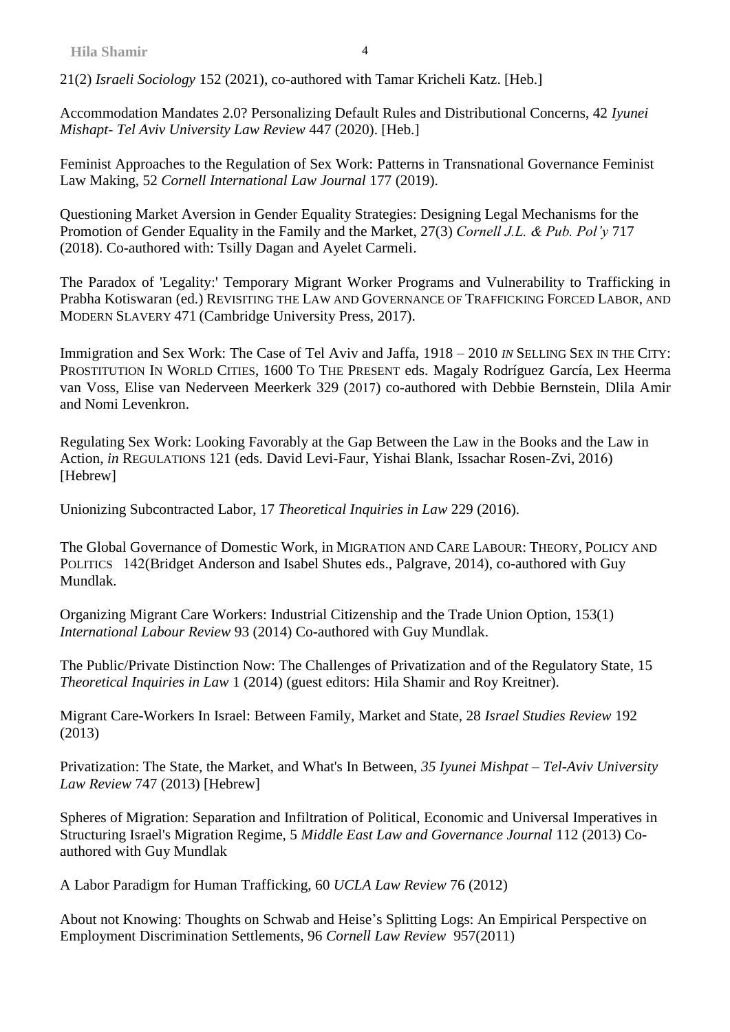21(2) *Israeli Sociology* 152 (2021), co-authored with Tamar Kricheli Katz. [Heb.]

Accommodation Mandates 2.0? Personalizing Default Rules and Distributional Concerns, 42 *Iyunei Mishapt- Tel Aviv University Law Review* 447 (2020). [Heb.]

Feminist Approaches to the Regulation of Sex Work: Patterns in Transnational Governance Feminist Law Making, 52 *Cornell International Law Journal* 177 (2019).

Questioning Market Aversion in Gender Equality Strategies: Designing Legal Mechanisms for the Promotion of Gender Equality in the Family and the Market, 27(3) *Cornell J.L. & Pub. Pol'y* 717 (2018). Co-authored with: Tsilly Dagan and Ayelet Carmeli.

The Paradox of 'Legality:' Temporary Migrant Worker Programs and Vulnerability to Trafficking in Prabha Kotiswaran (ed.) REVISITING THE LAW AND GOVERNANCE OF TRAFFICKING FORCED LABOR, AND MODERN SLAVERY 471 (Cambridge University Press, 2017).

Immigration and Sex Work: The Case of Tel Aviv and Jaffa, 1918 – 2010 *IN* SELLING SEX IN THE CITY: PROSTITUTION IN WORLD CITIES, 1600 TO THE PRESENT eds. Magaly Rodríguez García, Lex Heerma van Voss, Elise van Nederveen Meerkerk 329 (2017) co-authored with Debbie Bernstein, Dlila Amir and Nomi Levenkron.

Regulating Sex Work: Looking Favorably at the Gap Between the Law in the Books and the Law in Action, *in* REGULATIONS 121 (eds. David Levi-Faur, Yishai Blank, Issachar Rosen-Zvi, 2016) [Hebrew]

Unionizing Subcontracted Labor, 17 *Theoretical Inquiries in Law* 229 (2016).

The Global Governance of Domestic Work, in MIGRATION AND CARE LABOUR: THEORY, POLICY AND POLITICS 142(Bridget Anderson and Isabel Shutes eds., Palgrave, 2014), co-authored with Guy Mundlak.

Organizing Migrant Care Workers: Industrial Citizenship and the Trade Union Option, 153(1) *International Labour Review* 93 (2014) Co-authored with Guy Mundlak.

The Public/Private Distinction Now: The Challenges of Privatization and of the Regulatory State, 15 *Theoretical Inquiries in Law* 1 (2014) (guest editors: Hila Shamir and Roy Kreitner).

Migrant Care-Workers In Israel: Between Family, Market and State, 28 *Israel Studies Review* 192 (2013)

Privatization: The State, the Market, and What's In Between, *35 Iyunei Mishpat – Tel-Aviv University Law Review* 747 (2013) [Hebrew]

Spheres of Migration: Separation and Infiltration of Political, Economic and Universal Imperatives in Structuring Israel's Migration Regime, 5 *Middle East Law and Governance Journal* 112 (2013) Co-authored with Guy Mundlak

A Labor Paradigm for Human Trafficking, 60 *UCLA Law Review* 76 (2012)

About not Knowing: Thoughts on Schwab and Heise's Splitting Logs: An Empirical Perspective on Employment Discrimination Settlements, 96 *Cornell Law Review* 957(2011)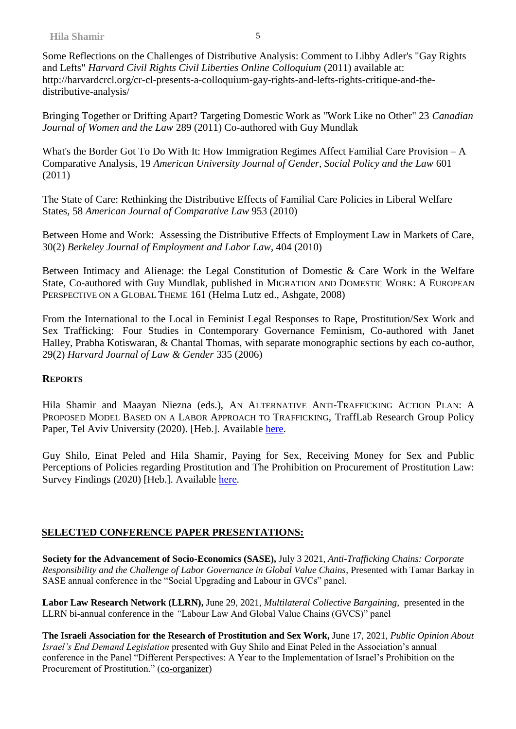Some Reflections on the Challenges of Distributive Analysis: Comment to Libby Adler's "Gay Rights and Lefts" *Harvard Civil Rights Civil Liberties Online Colloquium* (2011) available at: http://harvardcrcl.org/cr-cl-presents-a-colloquium-gay-rights-and-lefts-rights-critique-and-the-distributive-analysis/

Bringing Together or Drifting Apart? Targeting Domestic Work as "Work Like no Other" 23 *Canadian Journal of Women and the Law* 289 (2011) Co-authored with Guy Mundlak

What's the Border Got To Do With It: How Immigration Regimes Affect Familial Care Provision – A Comparative Analysis, 19 *American University Journal of Gender, Social Policy and the Law* 601 (2011)

The State of Care: Rethinking the Distributive Effects of Familial Care Policies in Liberal Welfare States, 58 *American Journal of Comparative Law* 953 (2010)

Between Home and Work: Assessing the Distributive Effects of Employment Law in Markets of Care, 30(2) *Berkeley Journal of Employment and Labor Law*, 404 (2010)

Between Intimacy and Alienage: the Legal Constitution of Domestic & Care Work in the Welfare State, Co-authored with Guy Mundlak, published in MIGRATION AND DOMESTIC WORK: A EUROPEAN PERSPECTIVE ON A GLOBAL THEME 161 (Helma Lutz ed., Ashgate, 2008)

From the International to the Local in Feminist Legal Responses to Rape, Prostitution/Sex Work and Sex Trafficking: Four Studies in Contemporary Governance Feminism, Co-authored with Janet Halley, Prabha Kotiswaran, & Chantal Thomas, with separate monographic sections by each co-author, 29(2) *Harvard Journal of Law & Gender* 335 (2006)

**REPORTS**

Hila Shamir and Maayan Niezna (eds.), AN ALTERNATIVE ANTI-TRAFFICKING ACTION PLAN: A PROPOSED MODEL BASED ON A LABOR APPROACH TO TRAFFICKING, TraffLab Research Group Policy Paper, Tel Aviv University (2020). [Heb.]. Available here.

Guy Shilo, Einat Peled and Hila Shamir, Paying for Sex, Receiving Money for Sex and Public Perceptions of Policies regarding Prostitution and The Prohibition on Procurement of Prostitution Law: Survey Findings (2020) [Heb.]. Available here.

## SELECTED CONFERENCE PAPER PRESENTATIONS:

**Society for the Advancement of Socio-Economics (SASE),** July 3 2021, *Anti-Trafficking Chains: Corporate Responsibility and the Challenge of Labor Governance in Global Value Chains*, Presented with Tamar Barkay in SASE annual conference in the "Social Upgrading and Labour in GVCs" panel.

**Labor Law Research Network (LLRN),** June 29, 2021, *Multilateral Collective Bargaining*, presented in the LLRN bi-annual conference in the "Labour Law And Global Value Chains (GVCS)" panel

**The Israeli Association for the Research of Prostitution and Sex Work,** June 17, 2021, *Public Opinion About Israel's End Demand Legislation* presented with Guy Shilo and Einat Peled in the Association's annual conference in the Panel "Different Perspectives: A Year to the Implementation of Israel's Prohibition on the Procurement of Prostitution." (co-organizer)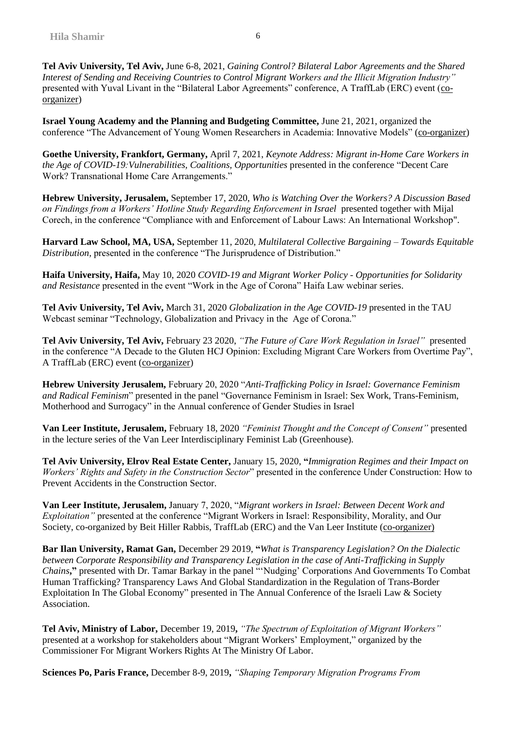**Tel Aviv University, Tel Aviv,** June 6-8, 2021, *Gaining Control? Bilateral Labor Agreements and the Shared Interest of Sending and Receiving Countries to Control Migrant Workers and the Illicit Migration Industry"* presented with Yuval Livant in the "Bilateral Labor Agreements" conference, A TraffLab (ERC) event (co-organizer)

**Israel Young Academy and the Planning and Budgeting Committee,** June 21, 2021, organized the conference "The Advancement of Young Women Researchers in Academia: Innovative Models" (co-organizer)

**Goethe University, Frankfort, Germany,** April 7, 2021, *Keynote Address: Migrant in-Home Care Workers in the Age of COVID-19:Vulnerabilities, Coalitions, Opportunities* presented in the conference "Decent Care Work? Transnational Home Care Arrangements."

**Hebrew University, Jerusalem,** September 17, 2020, *Who is Watching Over the Workers? A Discussion Based on Findings from a Workers' Hotline Study Regarding Enforcement in Israel* presented together with Mijal Corech, in the conference "Compliance with and Enforcement of Labour Laws: An International Workshop".

**Harvard Law School, MA, USA,** September 11, 2020, *Multilateral Collective Bargaining – Towards Equitable Distribution,* presented in the conference "The Jurisprudence of Distribution."

**Haifa University, Haifa,** May 10, 2020 *COVID-19 and Migrant Worker Policy - Opportunities for Solidarity and Resistance* presented in the event "Work in the Age of Corona" Haifa Law webinar series.

**Tel Aviv University, Tel Aviv,** March 31, 2020 *Globalization in the Age COVID-19* presented in the TAU Webcast seminar "Technology, Globalization and Privacy in the Age of Corona."

**Tel Aviv University, Tel Aviv,** February 23 2020, *"The Future of Care Work Regulation in Israel"* presented in the conference "A Decade to the Gluten HCJ Opinion: Excluding Migrant Care Workers from Overtime Pay", A TraffLab (ERC) event (co-organizer)

**Hebrew University Jerusalem,** February 20, 2020 "*Anti-Trafficking Policy in Israel: Governance Feminism and Radical Feminism*" presented in the panel "Governance Feminism in Israel: Sex Work, Trans-Feminism, Motherhood and Surrogacy" in the Annual conference of Gender Studies in Israel

**Van Leer Institute, Jerusalem,** February 18, 2020 *"Feminist Thought and the Concept of Consent"* presented in the lecture series of the Van Leer Interdisciplinary Feminist Lab (Greenhouse).

**Tel Aviv University, Elrov Real Estate Center,** January 15, 2020, **"***Immigration Regimes and their Impact on Workers' Rights and Safety in the Construction Sector*" presented in the conference Under Construction: How to Prevent Accidents in the Construction Sector.

**Van Leer Institute, Jerusalem,** January 7, 2020, "*Migrant workers in Israel: Between Decent Work and Exploitation"* presented at the conference "Migrant Workers in Israel: Responsibility, Morality, and Our Society, co-organized by Beit Hiller Rabbis, TraffLab (ERC) and the Van Leer Institute (co-organizer)

**Bar Ilan University, Ramat Gan,** December 29 2019, **"***What is Transparency Legislation? On the Dialectic between Corporate Responsibility and Transparency Legislation in the case of Anti-Trafficking in Supply Chains***,"** presented with Dr. Tamar Barkay in the panel "'Nudging' Corporations And Governments To Combat Human Trafficking? Transparency Laws And Global Standardization in the Regulation of Trans-Border Exploitation In The Global Economy" presented in The Annual Conference of the Israeli Law & Society Association.

**Tel Aviv, Ministry of Labor,** December 19, 2019**,** *"The Spectrum of Exploitation of Migrant Workers"* presented at a workshop for stakeholders about "Migrant Workers' Employment," organized by the Commissioner For Migrant Workers Rights At The Ministry Of Labor.

**Sciences Po, Paris France,** December 8-9, 2019**,** *"Shaping Temporary Migration Programs From*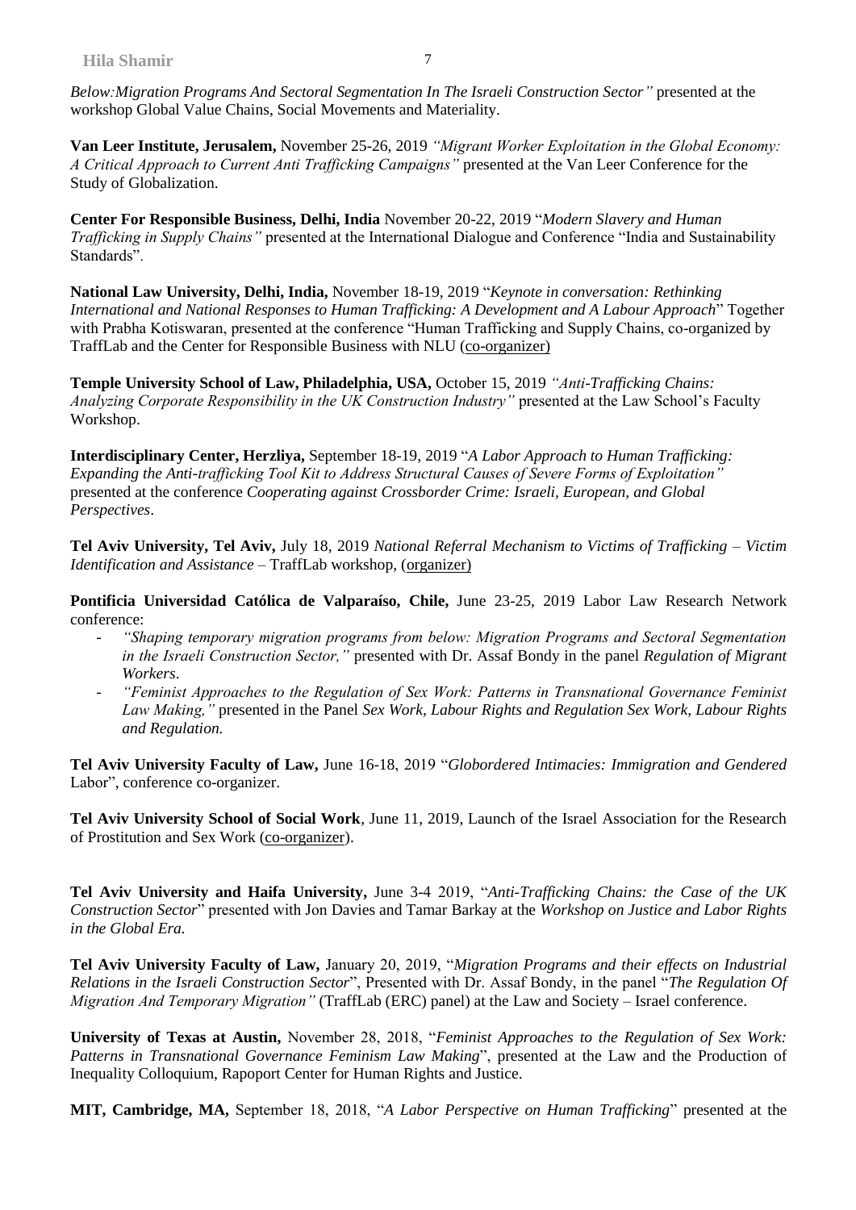*Below:Migration Programs And Sectoral Segmentation In The Israeli Construction Sector"* presented at the workshop Global Value Chains, Social Movements and Materiality.

**Van Leer Institute, Jerusalem,** November 25-26, 2019 *"Migrant Worker Exploitation in the Global Economy: A Critical Approach to Current Anti Trafficking Campaigns"* presented at the Van Leer Conference for the Study of Globalization.

**Center For Responsible Business, Delhi, India** November 20-22, 2019 "*Modern Slavery and Human Trafficking in Supply Chains"* presented at the International Dialogue and Conference "India and Sustainability Standards".

**National Law University, Delhi, India,** November 18-19, 2019 "*Keynote in conversation: Rethinking International and National Responses to Human Trafficking: A Development and A Labour Approach*" Together with Prabha Kotiswaran, presented at the conference "Human Trafficking and Supply Chains, co-organized by TraffLab and the Center for Responsible Business with NLU (co-organizer)

**Temple University School of Law, Philadelphia, USA,** October 15, 2019 *"Anti-Trafficking Chains: Analyzing Corporate Responsibility in the UK Construction Industry"* presented at the Law School's Faculty Workshop.

**Interdisciplinary Center, Herzliya,** September 18-19, 2019 "*A Labor Approach to Human Trafficking: Expanding the Anti-trafficking Tool Kit to Address Structural Causes of Severe Forms of Exploitation"* presented at the conference *Cooperating against Crossborder Crime: Israeli, European, and Global Perspectives*.

**Tel Aviv University, Tel Aviv,** July 18, 2019 *National Referral Mechanism to Victims of Trafficking – Victim Identification and Assistance* – TraffLab workshop, (organizer)

**Pontificia Universidad Católica de Valparaíso, Chile,** June 23-25, 2019 Labor Law Research Network conference:

- *"Shaping temporary migration programs from below: Migration Programs and Sectoral Segmentation in the Israeli Construction Sector,"* presented with Dr. Assaf Bondy in the panel *Regulation of Migrant Workers*.
- *"Feminist Approaches to the Regulation of Sex Work: Patterns in Transnational Governance Feminist Law Making,"* presented in the Panel *Sex Work, Labour Rights and Regulation Sex Work, Labour Rights and Regulation.*

**Tel Aviv University Faculty of Law,** June 16-18, 2019 "*Globordered Intimacies: Immigration and Gendered* Labor", conference co-organizer.

**Tel Aviv University School of Social Work**, June 11, 2019, Launch of the Israel Association for the Research of Prostitution and Sex Work (co-organizer).

**Tel Aviv University and Haifa University,** June 3-4 2019, "*Anti-Trafficking Chains: the Case of the UK Construction Sector*" presented with Jon Davies and Tamar Barkay at the *Workshop on Justice and Labor Rights in the Global Era.*

**Tel Aviv University Faculty of Law,** January 20, 2019, "*Migration Programs and their effects on Industrial Relations in the Israeli Construction Sector*", Presented with Dr. Assaf Bondy, in the panel "*The Regulation Of Migration And Temporary Migration"* (TraffLab (ERC) panel) at the Law and Society – Israel conference.

**University of Texas at Austin,** November 28, 2018, "*Feminist Approaches to the Regulation of Sex Work: Patterns in Transnational Governance Feminism Law Making*", presented at the Law and the Production of Inequality Colloquium, Rapoport Center for Human Rights and Justice.

**MIT, Cambridge, MA,** September 18, 2018, "*A Labor Perspective on Human Trafficking*" presented at the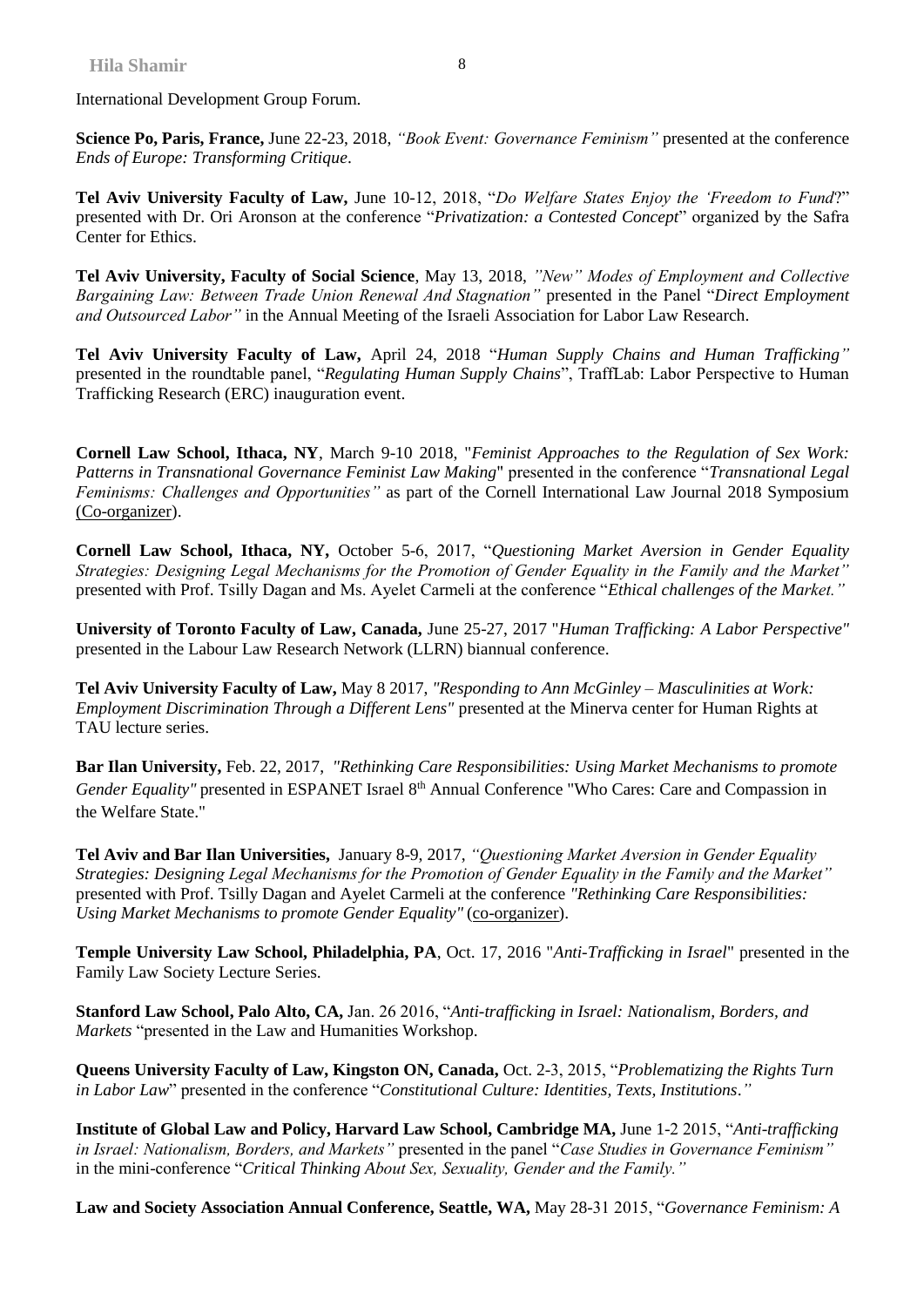International Development Group Forum.

**Science Po, Paris, France,** June 22-23, 2018, *"Book Event: Governance Feminism"* presented at the conference *Ends of Europe: Transforming Critique*.

**Tel Aviv University Faculty of Law,** June 10-12, 2018, "*Do Welfare States Enjoy the 'Freedom to Fund*'?" presented with Dr. Ori Aronson at the conference "*Privatization: a Contested Concept*" organized by the Safra Center for Ethics.

**Tel Aviv University, Faculty of Social Science**, May 13, 2018, *"New" Modes of Employment and Collective Bargaining Law: Between Trade Union Renewal And Stagnation"* presented in the Panel "*Direct Employment and Outsourced Labor"* in the Annual Meeting of the Israeli Association for Labor Law Research.

**Tel Aviv University Faculty of Law,** April 24, 2018 "*Human Supply Chains and Human Trafficking"* presented in the roundtable panel, "*Regulating Human Supply Chains*", TraffLab: Labor Perspective to Human Trafficking Research (ERC) inauguration event.

**Cornell Law School, Ithaca, NY**, March 9-10 2018, "*Feminist Approaches to the Regulation of Sex Work: Patterns in Transnational Governance Feminist Law Making*" presented in the conference "*Transnational Legal Feminisms: Challenges and Opportunities"* as part of the Cornell International Law Journal 2018 Symposium (Co-organizer).

**Cornell Law School, Ithaca, NY,** October 5-6, 2017, "*Questioning Market Aversion in Gender Equality Strategies: Designing Legal Mechanisms for the Promotion of Gender Equality in the Family and the Market"* presented with Prof. Tsilly Dagan and Ms. Ayelet Carmeli at the conference "*Ethical challenges of the Market."*

**University of Toronto Faculty of Law, Canada,** June 25-27, 2017 "*Human Trafficking: A Labor Perspective*" presented in the Labour Law Research Network (LLRN) biannual conference.

**Tel Aviv University Faculty of Law,** May 8 2017, *"Responding to Ann McGinley – Masculinities at Work: Employment Discrimination Through a Different Lens"* presented at the Minerva center for Human Rights at TAU lecture series.

**Bar Ilan University,** Feb. 22, 2017, *"Rethinking Care Responsibilities: Using Market Mechanisms to promote Gender Equality"* presented in ESPANET Israel 8th Annual Conference "Who Cares: Care and Compassion in the Welfare State."

**Tel Aviv and Bar Ilan Universities,** January 8-9, 2017, *"Questioning Market Aversion in Gender Equality Strategies: Designing Legal Mechanisms for the Promotion of Gender Equality in the Family and the Market"* presented with Prof. Tsilly Dagan and Ayelet Carmeli at the conference *"Rethinking Care Responsibilities: Using Market Mechanisms to promote Gender Equality"* (co-organizer).

**Temple University Law School, Philadelphia, PA**, Oct. 17, 2016 "*Anti-Trafficking in Israel*" presented in the Family Law Society Lecture Series.

**Stanford Law School, Palo Alto, CA,** Jan. 26 2016, "*Anti-trafficking in Israel: Nationalism, Borders, and Markets* "presented in the Law and Humanities Workshop.

**Queens University Faculty of Law, Kingston ON, Canada,** Oct. 2-3, 2015, "*Problematizing the Rights Turn in Labor Law*" presented in the conference "*Constitutional Culture: Identities, Texts, Institutions."*

**Institute of Global Law and Policy, Harvard Law School, Cambridge MA,** June 1-2 2015, "*Anti-trafficking in Israel: Nationalism, Borders, and Markets"* presented in the panel "*Case Studies in Governance Feminism"* in the mini-conference "*Critical Thinking About Sex, Sexuality, Gender and the Family."*

**Law and Society Association Annual Conference, Seattle, WA,** May 28-31 2015, "*Governance Feminism: A*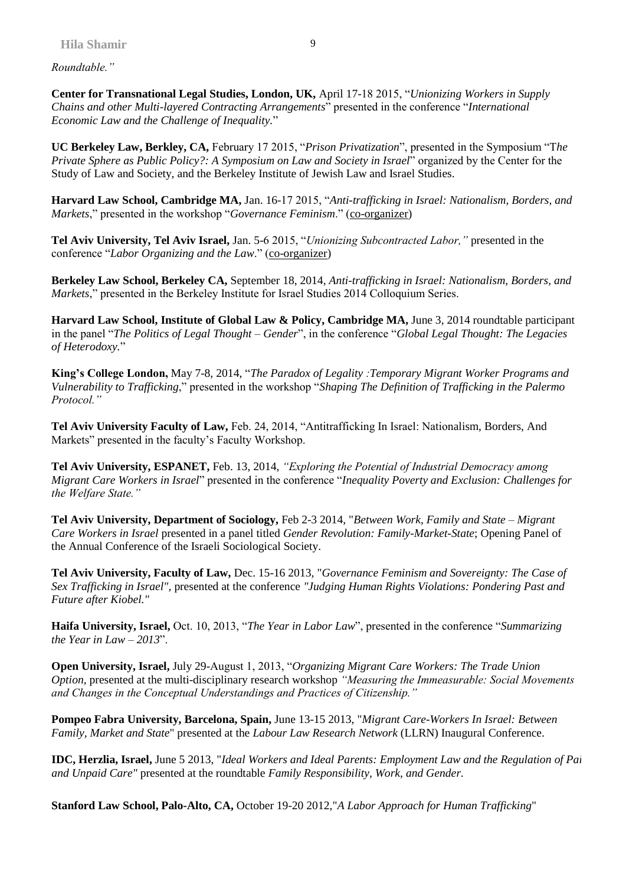*Roundtable."*

**Center for Transnational Legal Studies, London, UK,** April 17-18 2015, "*Unionizing Workers in Supply Chains and other Multi-layered Contracting Arrangements*" presented in the conference "*International Economic Law and the Challenge of Inequality.*"

**UC Berkeley Law, Berkley, CA,** February 17 2015, "*Prison Privatization*", presented in the Symposium "T*he Private Sphere as Public Policy?: A Symposium on Law and Society in Israel*" organized by the Center for the Study of Law and Society, and the Berkeley Institute of Jewish Law and Israel Studies.

**Harvard Law School, Cambridge MA,** Jan. 16-17 2015, "*Anti-trafficking in Israel: Nationalism, Borders, and Markets*," presented in the workshop "*Governance Feminism*." (co-organizer)

**Tel Aviv University, Tel Aviv Israel,** Jan. 5-6 2015, "*Unionizing Subcontracted Labor,"* presented in the conference "*Labor Organizing and the Law*." (co-organizer)

**Berkeley Law School, Berkeley CA,** September 18, 2014, *Anti-trafficking in Israel: Nationalism, Borders, and Markets*," presented in the Berkeley Institute for Israel Studies 2014 Colloquium Series.

**Harvard Law School, Institute of Global Law & Policy, Cambridge MA,** June 3, 2014 roundtable participant in the panel "*The Politics of Legal Thought – Gender*", in the conference "*Global Legal Thought: The Legacies of Heterodoxy.*"

**King's College London,** May 7-8, 2014, "*The Paradox of Legality :Temporary Migrant Worker Programs and Vulnerability to Trafficking*," presented in the workshop "*Shaping The Definition of Trafficking in the Palermo Protocol."*

**Tel Aviv University Faculty of Law,** Feb. 24, 2014, "Antitrafficking In Israel: Nationalism, Borders, And Markets" presented in the faculty's Faculty Workshop.

**Tel Aviv University, ESPANET,** Feb. 13, 2014, *"Exploring the Potential of Industrial Democracy among Migrant Care Workers in Israel*" presented in the conference "*Inequality Poverty and Exclusion: Challenges for the Welfare State."*

**Tel Aviv University, Department of Sociology,** Feb 2-3 2014, "*Between Work, Family and State – Migrant Care Workers in Israel* presented in a panel titled *Gender Revolution: Family-Market-State*; Opening Panel of the Annual Conference of the Israeli Sociological Society.

**Tel Aviv University, Faculty of Law,** Dec. 15-16 2013, "*Governance Feminism and Sovereignty: The Case of Sex Trafficking in Israel",* presented at the conference *"Judging Human Rights Violations: Pondering Past and Future after Kiobel."*

**Haifa University, Israel,** Oct. 10, 2013, "*The Year in Labor Law*", presented in the conference "*Summarizing the Year in Law – 2013*".

**Open University, Israel,** July 29-August 1, 2013, "*Organizing Migrant Care Workers: The Trade Union Option*, presented at the multi-disciplinary research workshop *"Measuring the Immeasurable: Social Movements and Changes in the Conceptual Understandings and Practices of Citizenship."*

**Pompeo Fabra University, Barcelona, Spain,** June 13-15 2013, "*Migrant Care-Workers In Israel: Between Family, Market and State*" presented at the *Labour Law Research Network* (LLRN) Inaugural Conference.

**IDC, Herzlia, Israel,** June 5 2013, "*Ideal Workers and Ideal Parents: Employment Law and the Regulation of Pai and Unpaid Care"* presented at the roundtable *Family Responsibility, Work, and Gender.*

**Stanford Law School, Palo-Alto, CA,** October 19-20 2012,"*A Labor Approach for Human Trafficking*"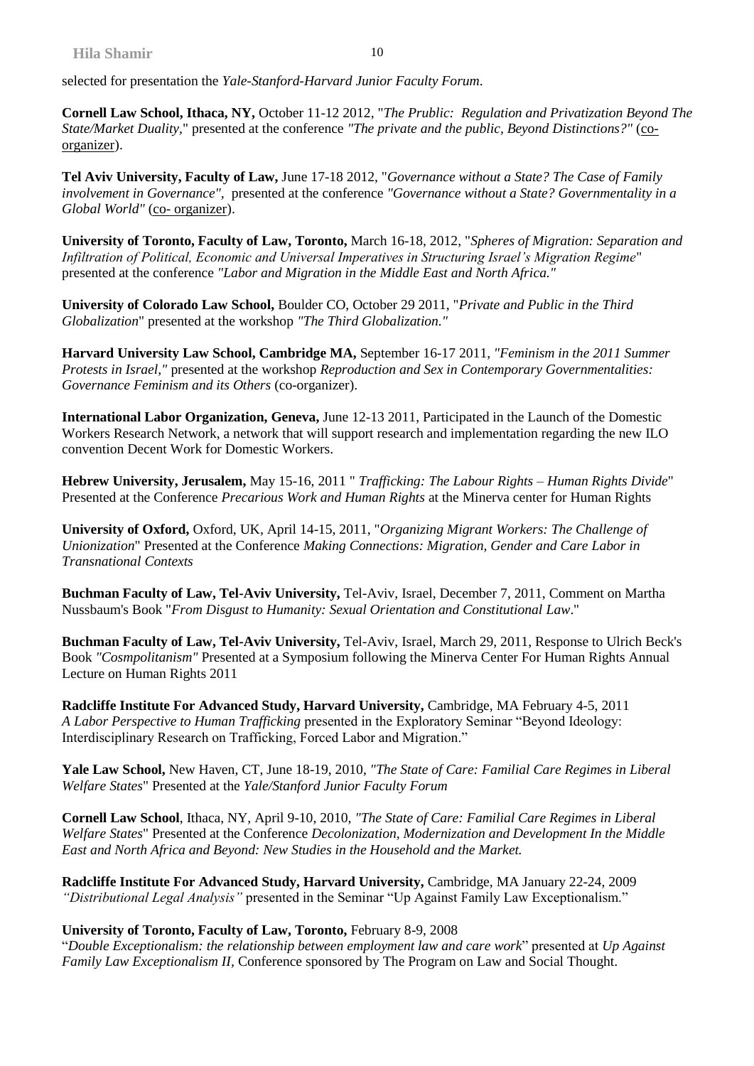selected for presentation the *Yale-Stanford-Harvard Junior Faculty Forum*.

**Cornell Law School, Ithaca, NY,** October 11-12 2012, "*The Prublic: Regulation and Privatization Beyond The State/Market Duality,*" presented at the conference *"The private and the public, Beyond Distinctions?"* (co-organizer).

**Tel Aviv University, Faculty of Law,** June 17-18 2012, "*Governance without a State? The Case of Family involvement in Governance",* presented at the conference *"Governance without a State? Governmentality in a Global World"* (co- organizer).

**University of Toronto, Faculty of Law, Toronto,** March 16-18, 2012, "*Spheres of Migration: Separation and Infiltration of Political, Economic and Universal Imperatives in Structuring Israel's Migration Regime*" presented at the conference *"Labor and Migration in the Middle East and North Africa."*

**University of Colorado Law School,** Boulder CO, October 29 2011, "*Private and Public in the Third Globalization*" presented at the workshop *"The Third Globalization."*

**Harvard University Law School, Cambridge MA,** September 16-17 2011, *"Feminism in the 2011 Summer Protests in Israel,"* presented at the workshop *Reproduction and Sex in Contemporary Governmentalities: Governance Feminism and its Others* (co-organizer).

**International Labor Organization, Geneva,** June 12-13 2011, Participated in the Launch of the Domestic Workers Research Network, a network that will support research and implementation regarding the new ILO convention Decent Work for Domestic Workers.

**Hebrew University, Jerusalem,** May 15-16, 2011 " *Trafficking: The Labour Rights – Human Rights Divide*" Presented at the Conference *Precarious Work and Human Rights* at the Minerva center for Human Rights

**University of Oxford,** Oxford, UK, April 14-15, 2011, "*Organizing Migrant Workers: The Challenge of Unionization*" Presented at the Conference *Making Connections: Migration, Gender and Care Labor in Transnational Contexts*

**Buchman Faculty of Law, Tel-Aviv University,** Tel-Aviv, Israel, December 7, 2011, Comment on Martha Nussbaum's Book "*From Disgust to Humanity: Sexual Orientation and Constitutional Law*."

**Buchman Faculty of Law, Tel-Aviv University,** Tel-Aviv, Israel, March 29, 2011, Response to Ulrich Beck's Book *"Cosmpolitanism"* Presented at a Symposium following the Minerva Center For Human Rights Annual Lecture on Human Rights 2011

**Radcliffe Institute For Advanced Study, Harvard University,** Cambridge, MA February 4-5, 2011 *A Labor Perspective to Human Trafficking* presented in the Exploratory Seminar "Beyond Ideology: Interdisciplinary Research on Trafficking, Forced Labor and Migration."

**Yale Law School,** New Haven, CT, June 18-19, 2010, *"The State of Care: Familial Care Regimes in Liberal Welfare States*" Presented at the *Yale/Stanford Junior Faculty Forum*

**Cornell Law School**, Ithaca, NY, April 9-10, 2010, *"The State of Care: Familial Care Regimes in Liberal Welfare States*" Presented at the Conference *Decolonization, Modernization and Development In the Middle East and North Africa and Beyond: New Studies in the Household and the Market.*

**Radcliffe Institute For Advanced Study, Harvard University,** Cambridge, MA January 22-24, 2009 *"Distributional Legal Analysis"* presented in the Seminar "Up Against Family Law Exceptionalism."

**University of Toronto, Faculty of Law, Toronto,** February 8-9, 2008
"*Double Exceptionalism: the relationship between employment law and care work*" presented at *Up Against Family Law Exceptionalism II,* Conference sponsored by The Program on Law and Social Thought.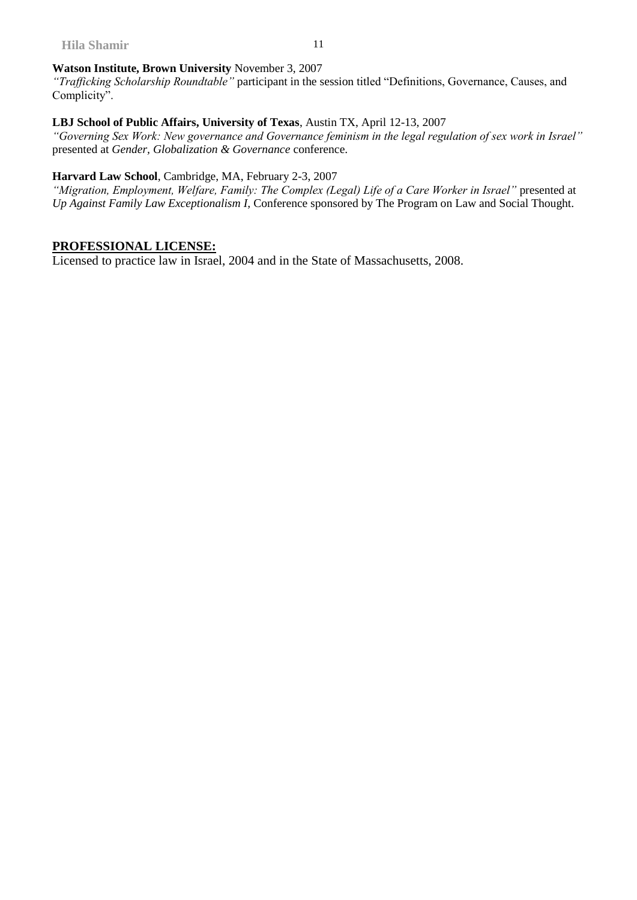**Watson Institute, Brown University** November 3, 2007
*"Trafficking Scholarship Roundtable"* participant in the session titled "Definitions, Governance, Causes, and Complicity".

**LBJ School of Public Affairs, University of Texas**, Austin TX, April 12-13, 2007
*"Governing Sex Work: New governance and Governance feminism in the legal regulation of sex work in Israel"* presented at *Gender, Globalization & Governance* conference.

**Harvard Law School**, Cambridge, MA, February 2-3, 2007
*"Migration, Employment, Welfare, Family: The Complex (Legal) Life of a Care Worker in Israel"* presented at *Up Against Family Law Exceptionalism I*, Conference sponsored by The Program on Law and Social Thought.

## PROFESSIONAL LICENSE:

Licensed to practice law in Israel, 2004 and in the State of Massachusetts, 2008.